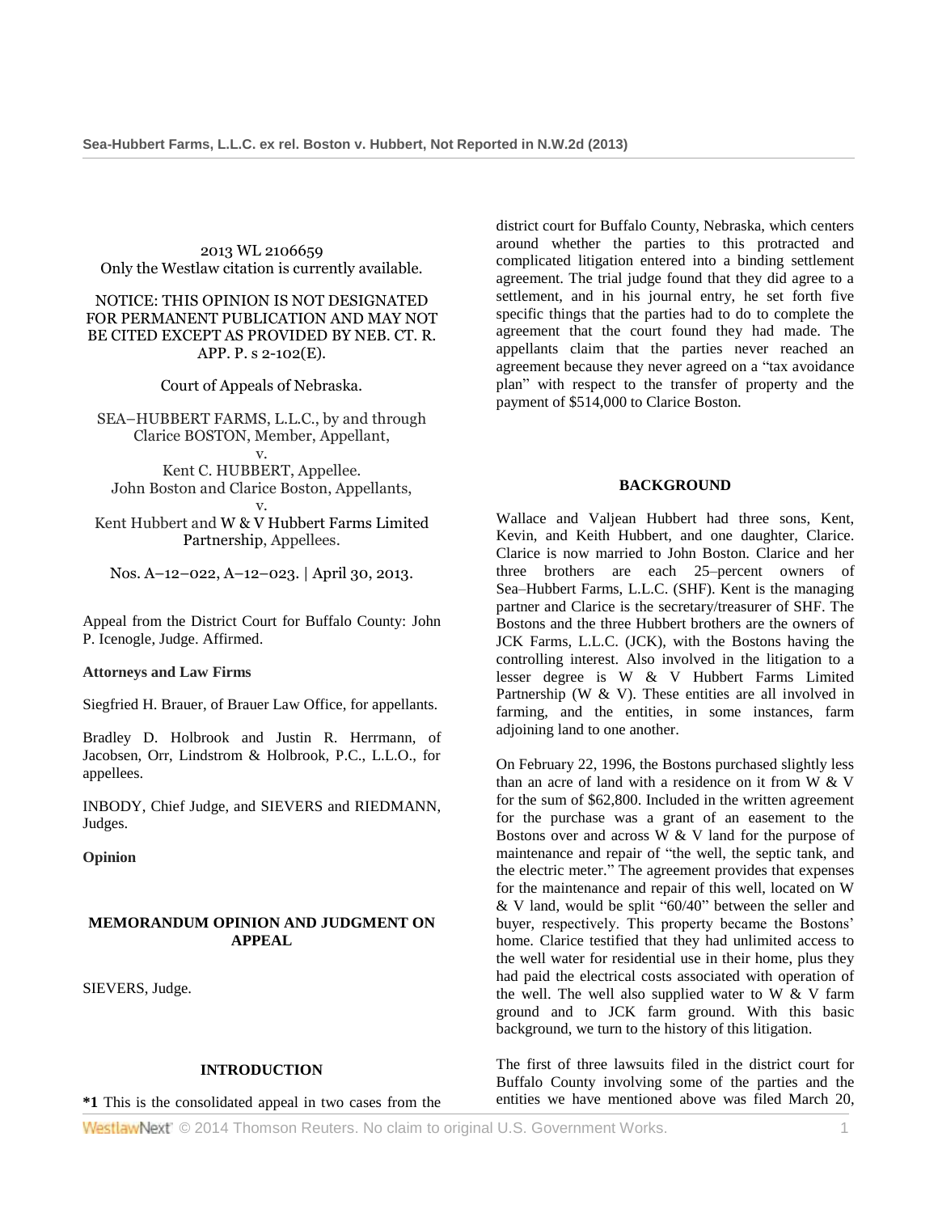2013 WL 2106659
Only the Westlaw citation is currently available.

NOTICE: THIS OPINION IS NOT DESIGNATED FOR PERMANENT PUBLICATION AND MAY NOT BE CITED EXCEPT AS PROVIDED BY NEB. CT. R. APP. P. s 2-102(E).

Court of Appeals of Nebraska.

SEA–HUBBERT FARMS, L.L.C., by and through Clarice BOSTON, Member, Appellant,
v.
Kent C. HUBBERT, Appellee.
John Boston and Clarice Boston, Appellants,
v.
Kent Hubbert and W & V Hubbert Farms Limited Partnership, Appellees.

Nos. A–12–022, A–12–023. | April 30, 2013.

Appeal from the District Court for Buffalo County: John P. Icenogle, Judge. Affirmed.

**Attorneys and Law Firms**

Siegfried H. Brauer, of Brauer Law Office, for appellants.

Bradley D. Holbrook and Justin R. Herrmann, of Jacobsen, Orr, Lindstrom & Holbrook, P.C., L.L.O., for appellees.

INBODY, Chief Judge, and SIEVERS and RIEDMANN, Judges.

**Opinion**

## MEMORANDUM OPINION AND JUDGMENT ON APPEAL

SIEVERS, Judge.

### INTRODUCTION

**\*1** This is the consolidated appeal in two cases from the district court for Buffalo County, Nebraska, which centers around whether the parties to this protracted and complicated litigation entered into a binding settlement agreement. The trial judge found that they did agree to a settlement, and in his journal entry, he set forth five specific things that the parties had to do to complete the agreement that the court found they had made. The appellants claim that the parties never reached an agreement because they never agreed on a "tax avoidance plan" with respect to the transfer of property and the payment of $514,000 to Clarice Boston.

### BACKGROUND

Wallace and Valjean Hubbert had three sons, Kent, Kevin, and Keith Hubbert, and one daughter, Clarice. Clarice is now married to John Boston. Clarice and her three brothers are each 25–percent owners of Sea–Hubbert Farms, L.L.C. (SHF). Kent is the managing partner and Clarice is the secretary/treasurer of SHF. The Bostons and the three Hubbert brothers are the owners of JCK Farms, L.L.C. (JCK), with the Bostons having the controlling interest. Also involved in the litigation to a lesser degree is W & V Hubbert Farms Limited Partnership (W & V). These entities are all involved in farming, and the entities, in some instances, farm adjoining land to one another.

On February 22, 1996, the Bostons purchased slightly less than an acre of land with a residence on it from W & V for the sum of $62,800. Included in the written agreement for the purchase was a grant of an easement to the Bostons over and across W & V land for the purpose of maintenance and repair of "the well, the septic tank, and the electric meter." The agreement provides that expenses for the maintenance and repair of this well, located on W & V land, would be split "60/40" between the seller and buyer, respectively. This property became the Bostons' home. Clarice testified that they had unlimited access to the well water for residential use in their home, plus they had paid the electrical costs associated with operation of the well. The well also supplied water to W & V farm ground and to JCK farm ground. With this basic background, we turn to the history of this litigation.

The first of three lawsuits filed in the district court for Buffalo County involving some of the parties and the entities we have mentioned above was filed March 20,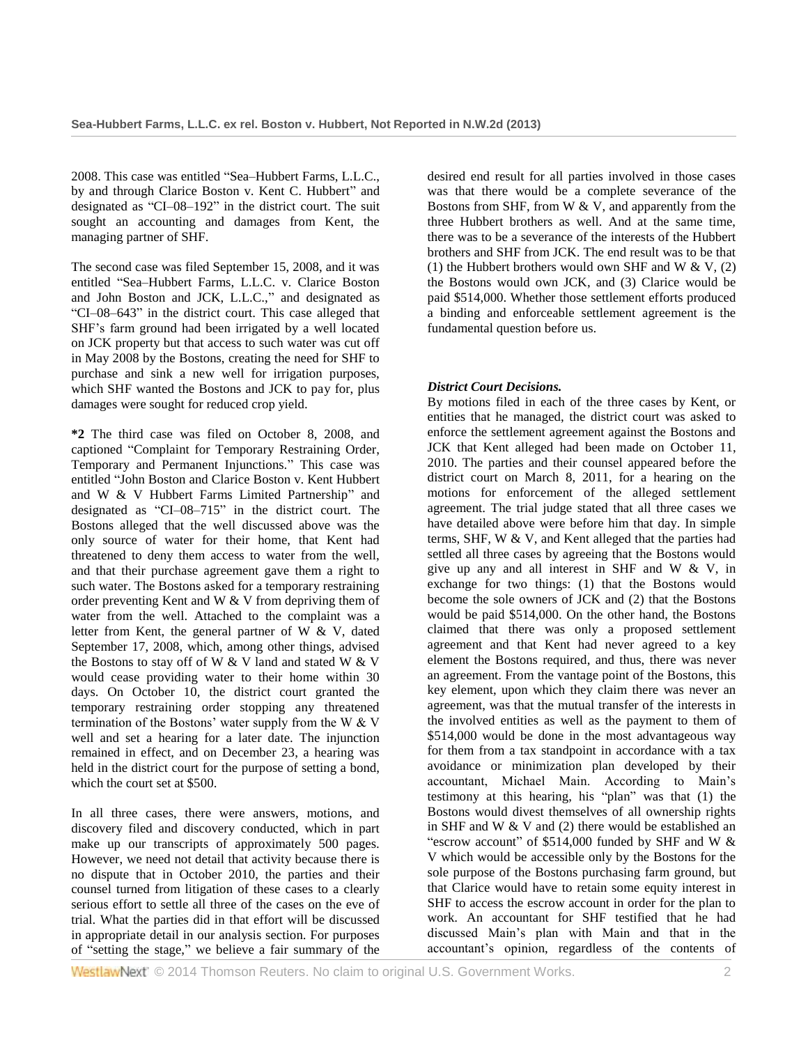2008. This case was entitled "Sea–Hubbert Farms, L.L.C., by and through Clarice Boston v. Kent C. Hubbert" and designated as "CI–08–192" in the district court. The suit sought an accounting and damages from Kent, the managing partner of SHF.

The second case was filed September 15, 2008, and it was entitled "Sea–Hubbert Farms, L.L.C. v. Clarice Boston and John Boston and JCK, L.L.C.," and designated as "CI–08–643" in the district court. This case alleged that SHF's farm ground had been irrigated by a well located on JCK property but that access to such water was cut off in May 2008 by the Bostons, creating the need for SHF to purchase and sink a new well for irrigation purposes, which SHF wanted the Bostons and JCK to pay for, plus damages were sought for reduced crop yield.

**\*2** The third case was filed on October 8, 2008, and captioned "Complaint for Temporary Restraining Order, Temporary and Permanent Injunctions." This case was entitled "John Boston and Clarice Boston v. Kent Hubbert and W & V Hubbert Farms Limited Partnership" and designated as "CI–08–715" in the district court. The Bostons alleged that the well discussed above was the only source of water for their home, that Kent had threatened to deny them access to water from the well, and that their purchase agreement gave them a right to such water. The Bostons asked for a temporary restraining order preventing Kent and W & V from depriving them of water from the well. Attached to the complaint was a letter from Kent, the general partner of W & V, dated September 17, 2008, which, among other things, advised the Bostons to stay off of W & V land and stated W & V would cease providing water to their home within 30 days. On October 10, the district court granted the temporary restraining order stopping any threatened termination of the Bostons' water supply from the W & V well and set a hearing for a later date. The injunction remained in effect, and on December 23, a hearing was held in the district court for the purpose of setting a bond, which the court set at $500.

In all three cases, there were answers, motions, and discovery filed and discovery conducted, which in part make up our transcripts of approximately 500 pages. However, we need not detail that activity because there is no dispute that in October 2010, the parties and their counsel turned from litigation of these cases to a clearly serious effort to settle all three of the cases on the eve of trial. What the parties did in that effort will be discussed in appropriate detail in our analysis section. For purposes of "setting the stage," we believe a fair summary of the desired end result for all parties involved in those cases was that there would be a complete severance of the Bostons from SHF, from W & V, and apparently from the three Hubbert brothers as well. And at the same time, there was to be a severance of the interests of the Hubbert brothers and SHF from JCK. The end result was to be that (1) the Hubbert brothers would own SHF and W & V, (2) the Bostons would own JCK, and (3) Clarice would be paid $514,000. Whether those settlement efforts produced a binding and enforceable settlement agreement is the fundamental question before us.

***District Court Decisions.***

By motions filed in each of the three cases by Kent, or entities that he managed, the district court was asked to enforce the settlement agreement against the Bostons and JCK that Kent alleged had been made on October 11, 2010. The parties and their counsel appeared before the district court on March 8, 2011, for a hearing on the motions for enforcement of the alleged settlement agreement. The trial judge stated that all three cases we have detailed above were before him that day. In simple terms, SHF, W & V, and Kent alleged that the parties had settled all three cases by agreeing that the Bostons would give up any and all interest in SHF and W & V, in exchange for two things: (1) that the Bostons would become the sole owners of JCK and (2) that the Bostons would be paid $514,000. On the other hand, the Bostons claimed that there was only a proposed settlement agreement and that Kent had never agreed to a key element the Bostons required, and thus, there was never an agreement. From the vantage point of the Bostons, this key element, upon which they claim there was never an agreement, was that the mutual transfer of the interests in the involved entities as well as the payment to them of $514,000 would be done in the most advantageous way for them from a tax standpoint in accordance with a tax avoidance or minimization plan developed by their accountant, Michael Main. According to Main's testimony at this hearing, his "plan" was that (1) the Bostons would divest themselves of all ownership rights in SHF and W & V and (2) there would be established an "escrow account" of $514,000 funded by SHF and W & V which would be accessible only by the Bostons for the sole purpose of the Bostons purchasing farm ground, but that Clarice would have to retain some equity interest in SHF to access the escrow account in order for the plan to work. An accountant for SHF testified that he had discussed Main's plan with Main and that in the accountant's opinion, regardless of the contents of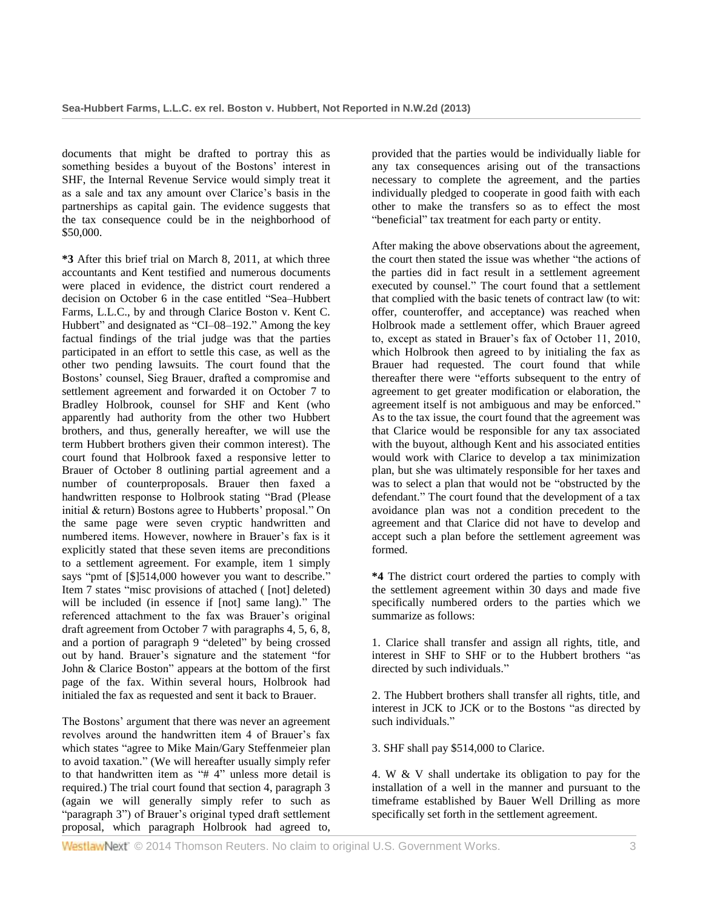documents that might be drafted to portray this as something besides a buyout of the Bostons' interest in SHF, the Internal Revenue Service would simply treat it as a sale and tax any amount over Clarice's basis in the partnerships as capital gain. The evidence suggests that the tax consequence could be in the neighborhood of $50,000.

**\*3** After this brief trial on March 8, 2011, at which three accountants and Kent testified and numerous documents were placed in evidence, the district court rendered a decision on October 6 in the case entitled "Sea–Hubbert Farms, L.L.C., by and through Clarice Boston v. Kent C. Hubbert" and designated as "CI–08–192." Among the key factual findings of the trial judge was that the parties participated in an effort to settle this case, as well as the other two pending lawsuits. The court found that the Bostons' counsel, Sieg Brauer, drafted a compromise and settlement agreement and forwarded it on October 7 to Bradley Holbrook, counsel for SHF and Kent (who apparently had authority from the other two Hubbert brothers, and thus, generally hereafter, we will use the term Hubbert brothers given their common interest). The court found that Holbrook faxed a responsive letter to Brauer of October 8 outlining partial agreement and a number of counterproposals. Brauer then faxed a handwritten response to Holbrook stating "Brad (Please initial & return) Bostons agree to Hubberts' proposal." On the same page were seven cryptic handwritten and numbered items. However, nowhere in Brauer's fax is it explicitly stated that these seven items are preconditions to a settlement agreement. For example, item 1 simply says "pmt of [$]514,000 however you want to describe." Item 7 states "misc provisions of attached ( [not] deleted) will be included (in essence if [not] same lang)." The referenced attachment to the fax was Brauer's original draft agreement from October 7 with paragraphs 4, 5, 6, 8, and a portion of paragraph 9 "deleted" by being crossed out by hand. Brauer's signature and the statement "for John & Clarice Boston" appears at the bottom of the first page of the fax. Within several hours, Holbrook had initialed the fax as requested and sent it back to Brauer.

The Bostons' argument that there was never an agreement revolves around the handwritten item 4 of Brauer's fax which states "agree to Mike Main/Gary Steffenmeier plan to avoid taxation." (We will hereafter usually simply refer to that handwritten item as "# 4" unless more detail is required.) The trial court found that section 4, paragraph 3 (again we will generally simply refer to such as "paragraph 3") of Brauer's original typed draft settlement proposal, which paragraph Holbrook had agreed to, provided that the parties would be individually liable for any tax consequences arising out of the transactions necessary to complete the agreement, and the parties individually pledged to cooperate in good faith with each other to make the transfers so as to effect the most "beneficial" tax treatment for each party or entity.

After making the above observations about the agreement, the court then stated the issue was whether "the actions of the parties did in fact result in a settlement agreement executed by counsel." The court found that a settlement that complied with the basic tenets of contract law (to wit: offer, counteroffer, and acceptance) was reached when Holbrook made a settlement offer, which Brauer agreed to, except as stated in Brauer's fax of October 11, 2010, which Holbrook then agreed to by initialing the fax as Brauer had requested. The court found that while thereafter there were "efforts subsequent to the entry of agreement to get greater modification or elaboration, the agreement itself is not ambiguous and may be enforced." As to the tax issue, the court found that the agreement was that Clarice would be responsible for any tax associated with the buyout, although Kent and his associated entities would work with Clarice to develop a tax minimization plan, but she was ultimately responsible for her taxes and was to select a plan that would not be "obstructed by the defendant." The court found that the development of a tax avoidance plan was not a condition precedent to the agreement and that Clarice did not have to develop and accept such a plan before the settlement agreement was formed.

**\*4** The district court ordered the parties to comply with the settlement agreement within 30 days and made five specifically numbered orders to the parties which we summarize as follows:

1. Clarice shall transfer and assign all rights, title, and interest in SHF to SHF or to the Hubbert brothers "as directed by such individuals."

2. The Hubbert brothers shall transfer all rights, title, and interest in JCK to JCK or to the Bostons "as directed by such individuals."

3. SHF shall pay $514,000 to Clarice.

4. W & V shall undertake its obligation to pay for the installation of a well in the manner and pursuant to the timeframe established by Bauer Well Drilling as more specifically set forth in the settlement agreement.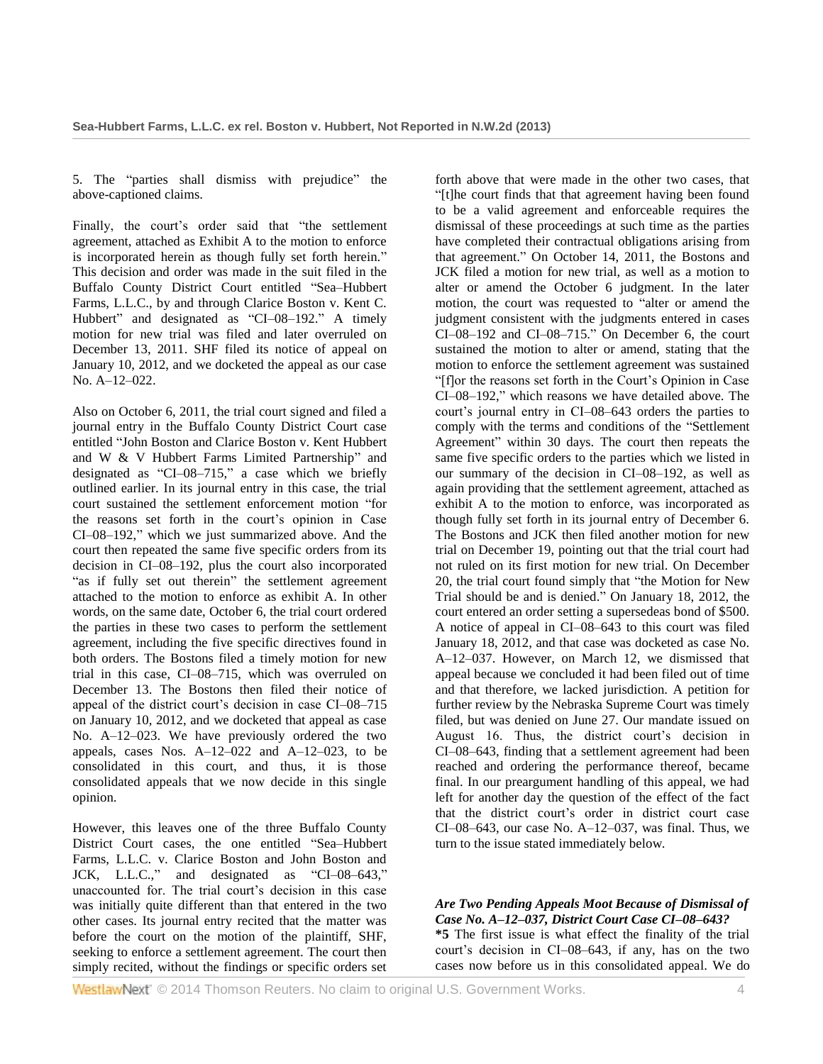5. The "parties shall dismiss with prejudice" the above-captioned claims.

Finally, the court's order said that "the settlement agreement, attached as Exhibit A to the motion to enforce is incorporated herein as though fully set forth herein." This decision and order was made in the suit filed in the Buffalo County District Court entitled "Sea–Hubbert Farms, L.L.C., by and through Clarice Boston v. Kent C. Hubbert" and designated as "CI–08–192." A timely motion for new trial was filed and later overruled on December 13, 2011. SHF filed its notice of appeal on January 10, 2012, and we docketed the appeal as our case No. A–12–022.

Also on October 6, 2011, the trial court signed and filed a journal entry in the Buffalo County District Court case entitled "John Boston and Clarice Boston v. Kent Hubbert and W & V Hubbert Farms Limited Partnership" and designated as "CI–08–715," a case which we briefly outlined earlier. In its journal entry in this case, the trial court sustained the settlement enforcement motion "for the reasons set forth in the court's opinion in Case CI–08–192," which we just summarized above. And the court then repeated the same five specific orders from its decision in CI–08–192, plus the court also incorporated "as if fully set out therein" the settlement agreement attached to the motion to enforce as exhibit A. In other words, on the same date, October 6, the trial court ordered the parties in these two cases to perform the settlement agreement, including the five specific directives found in both orders. The Bostons filed a timely motion for new trial in this case, CI–08–715, which was overruled on December 13. The Bostons then filed their notice of appeal of the district court's decision in case CI–08–715 on January 10, 2012, and we docketed that appeal as case No. A–12–023. We have previously ordered the two appeals, cases Nos. A–12–022 and A–12–023, to be consolidated in this court, and thus, it is those consolidated appeals that we now decide in this single opinion.

However, this leaves one of the three Buffalo County District Court cases, the one entitled "Sea–Hubbert Farms, L.L.C. v. Clarice Boston and John Boston and JCK, L.L.C.," and designated as "CI–08–643," unaccounted for. The trial court's decision in this case was initially quite different than that entered in the two other cases. Its journal entry recited that the matter was before the court on the motion of the plaintiff, SHF, seeking to enforce a settlement agreement. The court then simply recited, without the findings or specific orders set forth above that were made in the other two cases, that "[t]he court finds that that agreement having been found to be a valid agreement and enforceable requires the dismissal of these proceedings at such time as the parties have completed their contractual obligations arising from that agreement." On October 14, 2011, the Bostons and JCK filed a motion for new trial, as well as a motion to alter or amend the October 6 judgment. In the later motion, the court was requested to "alter or amend the judgment consistent with the judgments entered in cases CI–08–192 and CI–08–715." On December 6, the court sustained the motion to alter or amend, stating that the motion to enforce the settlement agreement was sustained "[f]or the reasons set forth in the Court's Opinion in Case CI–08–192," which reasons we have detailed above. The court's journal entry in CI–08–643 orders the parties to comply with the terms and conditions of the "Settlement Agreement" within 30 days. The court then repeats the same five specific orders to the parties which we listed in our summary of the decision in CI–08–192, as well as again providing that the settlement agreement, attached as exhibit A to the motion to enforce, was incorporated as though fully set forth in its journal entry of December 6. The Bostons and JCK then filed another motion for new trial on December 19, pointing out that the trial court had not ruled on its first motion for new trial. On December 20, the trial court found simply that "the Motion for New Trial should be and is denied." On January 18, 2012, the court entered an order setting a supersedeas bond of $500. A notice of appeal in CI–08–643 to this court was filed January 18, 2012, and that case was docketed as case No. A–12–037. However, on March 12, we dismissed that appeal because we concluded it had been filed out of time and that therefore, we lacked jurisdiction. A petition for further review by the Nebraska Supreme Court was timely filed, but was denied on June 27. Our mandate issued on August 16. Thus, the district court's decision in CI–08–643, finding that a settlement agreement had been reached and ordering the performance thereof, became final. In our preargument handling of this appeal, we had left for another day the question of the effect of the fact that the district court's order in district court case CI–08–643, our case No. A–12–037, was final. Thus, we turn to the issue stated immediately below.

***Are Two Pending Appeals Moot Because of Dismissal of Case No. A–12–037, District Court Case CI–08–643?***

**\*5** The first issue is what effect the finality of the trial court's decision in CI–08–643, if any, has on the two cases now before us in this consolidated appeal. We do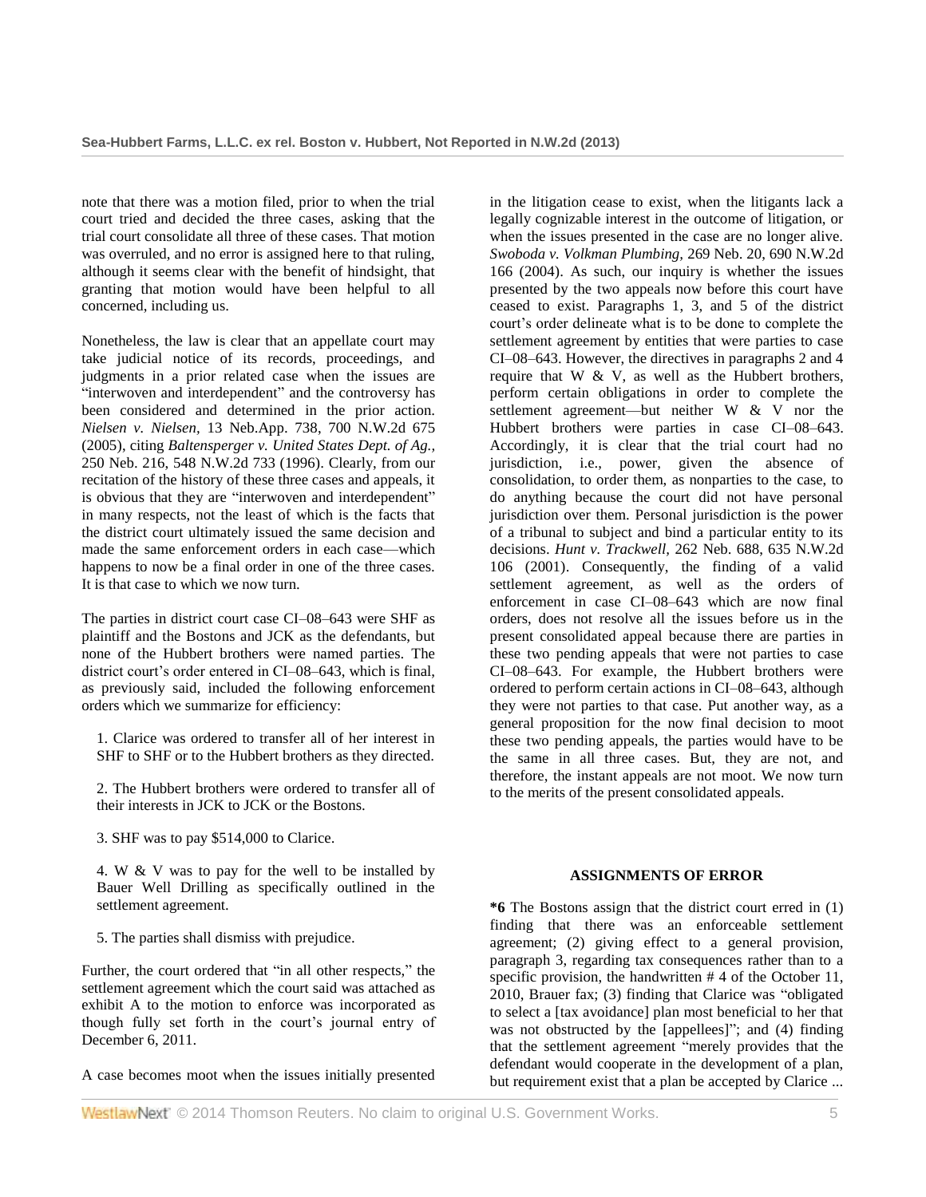note that there was a motion filed, prior to when the trial court tried and decided the three cases, asking that the trial court consolidate all three of these cases. That motion was overruled, and no error is assigned here to that ruling, although it seems clear with the benefit of hindsight, that granting that motion would have been helpful to all concerned, including us.

Nonetheless, the law is clear that an appellate court may take judicial notice of its records, proceedings, and judgments in a prior related case when the issues are "interwoven and interdependent" and the controversy has been considered and determined in the prior action. *Nielsen v. Nielsen,* 13 Neb.App. 738, 700 N.W.2d 675 (2005), citing *Baltensperger v. United States Dept. of Ag.,* 250 Neb. 216, 548 N.W.2d 733 (1996). Clearly, from our recitation of the history of these three cases and appeals, it is obvious that they are "interwoven and interdependent" in many respects, not the least of which is the facts that the district court ultimately issued the same decision and made the same enforcement orders in each case—which happens to now be a final order in one of the three cases. It is that case to which we now turn.

The parties in district court case CI–08–643 were SHF as plaintiff and the Bostons and JCK as the defendants, but none of the Hubbert brothers were named parties. The district court's order entered in CI–08–643, which is final, as previously said, included the following enforcement orders which we summarize for efficiency:

1. Clarice was ordered to transfer all of her interest in SHF to SHF or to the Hubbert brothers as they directed.

2. The Hubbert brothers were ordered to transfer all of their interests in JCK to JCK or the Bostons.

3. SHF was to pay $514,000 to Clarice.

4. W & V was to pay for the well to be installed by Bauer Well Drilling as specifically outlined in the settlement agreement.

5. The parties shall dismiss with prejudice.

Further, the court ordered that "in all other respects," the settlement agreement which the court said was attached as exhibit A to the motion to enforce was incorporated as though fully set forth in the court's journal entry of December 6, 2011.

A case becomes moot when the issues initially presented in the litigation cease to exist, when the litigants lack a legally cognizable interest in the outcome of litigation, or when the issues presented in the case are no longer alive. *Swoboda v. Volkman Plumbing,* 269 Neb. 20, 690 N.W.2d 166 (2004). As such, our inquiry is whether the issues presented by the two appeals now before this court have ceased to exist. Paragraphs 1, 3, and 5 of the district court's order delineate what is to be done to complete the settlement agreement by entities that were parties to case CI–08–643. However, the directives in paragraphs 2 and 4 require that W & V, as well as the Hubbert brothers, perform certain obligations in order to complete the settlement agreement—but neither W & V nor the Hubbert brothers were parties in case CI–08–643. Accordingly, it is clear that the trial court had no jurisdiction, i.e., power, given the absence of consolidation, to order them, as nonparties to the case, to do anything because the court did not have personal jurisdiction over them. Personal jurisdiction is the power of a tribunal to subject and bind a particular entity to its decisions. *Hunt v. Trackwell,* 262 Neb. 688, 635 N.W.2d 106 (2001). Consequently, the finding of a valid settlement agreement, as well as the orders of enforcement in case CI–08–643 which are now final orders, does not resolve all the issues before us in the present consolidated appeal because there are parties in these two pending appeals that were not parties to case CI–08–643. For example, the Hubbert brothers were ordered to perform certain actions in CI–08–643, although they were not parties to that case. Put another way, as a general proposition for the now final decision to moot these two pending appeals, the parties would have to be the same in all three cases. But, they are not, and therefore, the instant appeals are not moot. We now turn to the merits of the present consolidated appeals.

## ASSIGNMENTS OF ERROR

**\*6** The Bostons assign that the district court erred in (1) finding that there was an enforceable settlement agreement; (2) giving effect to a general provision, paragraph 3, regarding tax consequences rather than to a specific provision, the handwritten # 4 of the October 11, 2010, Brauer fax; (3) finding that Clarice was "obligated to select a [tax avoidance] plan most beneficial to her that was not obstructed by the [appellees]"; and (4) finding that the settlement agreement "merely provides that the defendant would cooperate in the development of a plan, but requirement exist that a plan be accepted by Clarice ...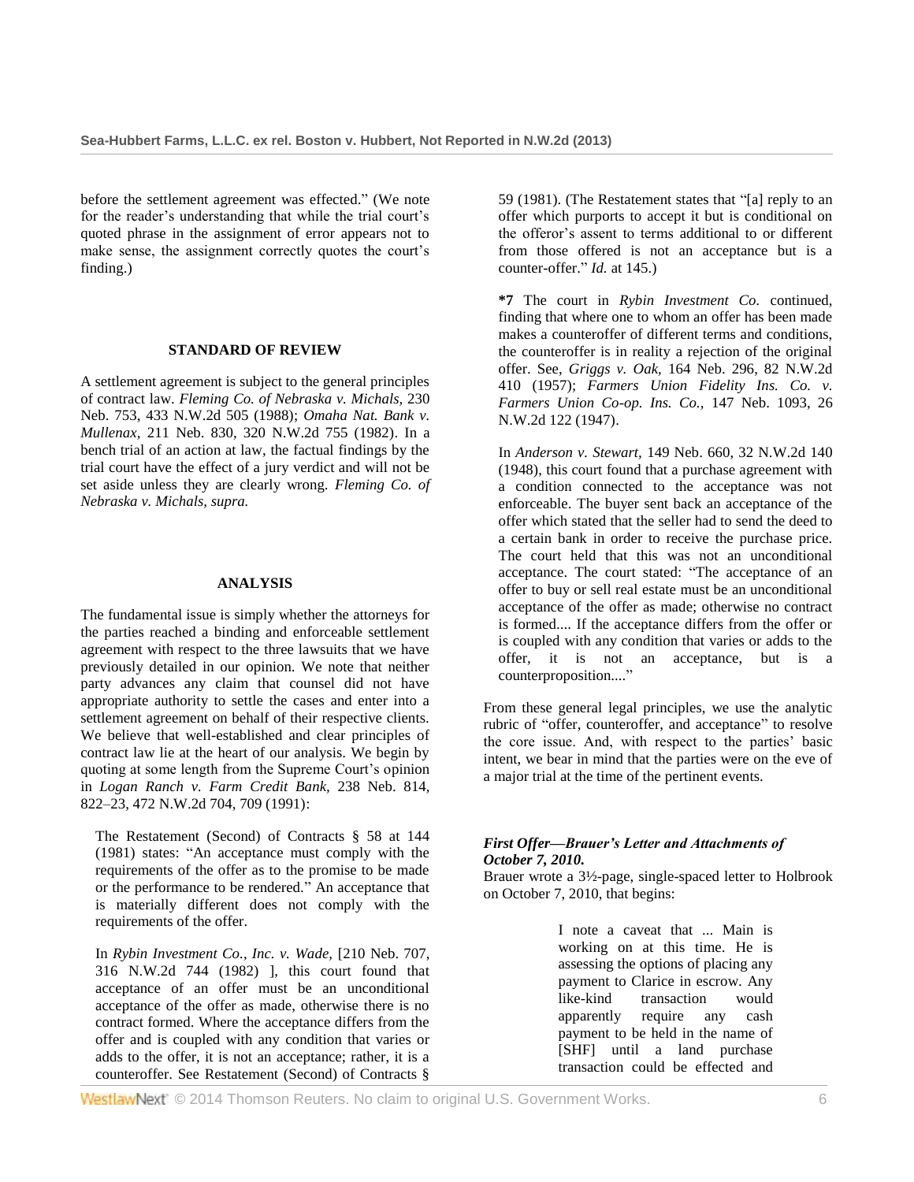before the settlement agreement was effected." (We note for the reader's understanding that while the trial court's quoted phrase in the assignment of error appears not to make sense, the assignment correctly quotes the court's finding.)

### STANDARD OF REVIEW

A settlement agreement is subject to the general principles of contract law. *Fleming Co. of Nebraska v. Michals,* 230 Neb. 753, 433 N.W.2d 505 (1988); *Omaha Nat. Bank v. Mullenax,* 211 Neb. 830, 320 N.W.2d 755 (1982). In a bench trial of an action at law, the factual findings by the trial court have the effect of a jury verdict and will not be set aside unless they are clearly wrong. *Fleming Co. of Nebraska v. Michals, supra.*

### ANALYSIS

The fundamental issue is simply whether the attorneys for the parties reached a binding and enforceable settlement agreement with respect to the three lawsuits that we have previously detailed in our opinion. We note that neither party advances any claim that counsel did not have appropriate authority to settle the cases and enter into a settlement agreement on behalf of their respective clients. We believe that well-established and clear principles of contract law lie at the heart of our analysis. We begin by quoting at some length from the Supreme Court's opinion in *Logan Ranch v. Farm Credit Bank,* 238 Neb. 814, 822–23, 472 N.W.2d 704, 709 (1991):

> The Restatement (Second) of Contracts § 58 at 144 (1981) states: "An acceptance must comply with the requirements of the offer as to the promise to be made or the performance to be rendered." An acceptance that is materially different does not comply with the requirements of the offer.
>
> In *Rybin Investment Co., Inc. v. Wade,* [210 Neb. 707, 316 N.W.2d 744 (1982) ], this court found that acceptance of an offer must be an unconditional acceptance of the offer as made, otherwise there is no contract formed. Where the acceptance differs from the offer and is coupled with any condition that varies or adds to the offer, it is not an acceptance; rather, it is a counteroffer. See Restatement (Second) of Contracts § 59 (1981). (The Restatement states that "[a] reply to an offer which purports to accept it but is conditional on the offeror's assent to terms additional to or different from those offered is not an acceptance but is a counter-offer." *Id.* at 145.)
>
> **\*7** The court in *Rybin Investment Co.* continued, finding that where one to whom an offer has been made makes a counteroffer of different terms and conditions, the counteroffer is in reality a rejection of the original offer. See, *Griggs v. Oak,* 164 Neb. 296, 82 N.W.2d 410 (1957); *Farmers Union Fidelity Ins. Co. v. Farmers Union Co-op. Ins. Co.,* 147 Neb. 1093, 26 N.W.2d 122 (1947).
>
> In *Anderson v. Stewart,* 149 Neb. 660, 32 N.W.2d 140 (1948), this court found that a purchase agreement with a condition connected to the acceptance was not enforceable. The buyer sent back an acceptance of the offer which stated that the seller had to send the deed to a certain bank in order to receive the purchase price. The court held that this was not an unconditional acceptance. The court stated: "The acceptance of an offer to buy or sell real estate must be an unconditional acceptance of the offer as made; otherwise no contract is formed.... If the acceptance differs from the offer or is coupled with any condition that varies or adds to the offer, it is not an acceptance, but is a counterproposition...."

From these general legal principles, we use the analytic rubric of "offer, counteroffer, and acceptance" to resolve the core issue. And, with respect to the parties' basic intent, we bear in mind that the parties were on the eve of a major trial at the time of the pertinent events.

#### *First Offer—Brauer's Letter and Attachments of October 7, 2010.*

Brauer wrote a 3½-page, single-spaced letter to Holbrook on October 7, 2010, that begins:

> I note a caveat that ... Main is working on at this time. He is assessing the options of placing any payment to Clarice in escrow. Any like-kind transaction would apparently require any cash payment to be held in the name of [SHF] until a land purchase transaction could be effected and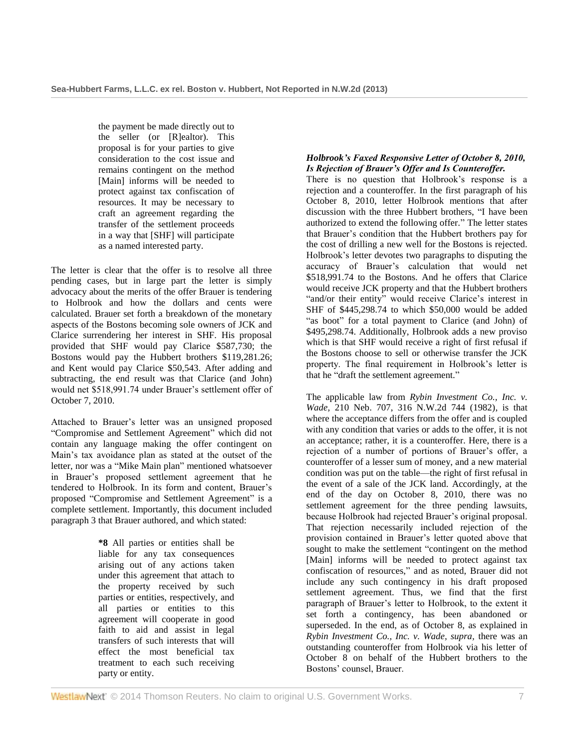> the payment be made directly out to the seller (or [R]ealtor). This proposal is for your parties to give consideration to the cost issue and remains contingent on the method [Main] informs will be needed to protect against tax confiscation of resources. It may be necessary to craft an agreement regarding the transfer of the settlement proceeds in a way that [SHF] will participate as a named interested party.

The letter is clear that the offer is to resolve all three pending cases, but in large part the letter is simply advocacy about the merits of the offer Brauer is tendering to Holbrook and how the dollars and cents were calculated. Brauer set forth a breakdown of the monetary aspects of the Bostons becoming sole owners of JCK and Clarice surrendering her interest in SHF. His proposal provided that SHF would pay Clarice $587,730; the Bostons would pay the Hubbert brothers $119,281.26; and Kent would pay Clarice $50,543. After adding and subtracting, the end result was that Clarice (and John) would net $518,991.74 under Brauer's settlement offer of October 7, 2010.

Attached to Brauer's letter was an unsigned proposed "Compromise and Settlement Agreement" which did not contain any language making the offer contingent on Main's tax avoidance plan as stated at the outset of the letter, nor was a "Mike Main plan" mentioned whatsoever in Brauer's proposed settlement agreement that he tendered to Holbrook. In its form and content, Brauer's proposed "Compromise and Settlement Agreement" is a complete settlement. Importantly, this document included paragraph 3 that Brauer authored, and which stated:

> **\*8** All parties or entities shall be liable for any tax consequences arising out of any actions taken under this agreement that attach to the property received by such parties or entities, respectively, and all parties or entities to this agreement will cooperate in good faith to aid and assist in legal transfers of such interests that will effect the most beneficial tax treatment to each such receiving party or entity.

***Holbrook's Faxed Responsive Letter of October 8, 2010, Is Rejection of Brauer's Offer and Is Counteroffer.***

There is no question that Holbrook's response is a rejection and a counteroffer. In the first paragraph of his October 8, 2010, letter Holbrook mentions that after discussion with the three Hubbert brothers, "I have been authorized to extend the following offer." The letter states that Brauer's condition that the Hubbert brothers pay for the cost of drilling a new well for the Bostons is rejected. Holbrook's letter devotes two paragraphs to disputing the accuracy of Brauer's calculation that would net $518,991.74 to the Bostons. And he offers that Clarice would receive JCK property and that the Hubbert brothers "and/or their entity" would receive Clarice's interest in SHF of $445,298.74 to which $50,000 would be added "as boot" for a total payment to Clarice (and John) of $495,298.74. Additionally, Holbrook adds a new proviso which is that SHF would receive a right of first refusal if the Bostons choose to sell or otherwise transfer the JCK property. The final requirement in Holbrook's letter is that he "draft the settlement agreement."

The applicable law from *Rybin Investment Co., Inc. v. Wade,* 210 Neb. 707, 316 N.W.2d 744 (1982), is that where the acceptance differs from the offer and is coupled with any condition that varies or adds to the offer, it is not an acceptance; rather, it is a counteroffer. Here, there is a rejection of a number of portions of Brauer's offer, a counteroffer of a lesser sum of money, and a new material condition was put on the table—the right of first refusal in the event of a sale of the JCK land. Accordingly, at the end of the day on October 8, 2010, there was no settlement agreement for the three pending lawsuits, because Holbrook had rejected Brauer's original proposal. That rejection necessarily included rejection of the provision contained in Brauer's letter quoted above that sought to make the settlement "contingent on the method [Main] informs will be needed to protect against tax confiscation of resources," and as noted, Brauer did not include any such contingency in his draft proposed settlement agreement. Thus, we find that the first paragraph of Brauer's letter to Holbrook, to the extent it set forth a contingency, has been abandoned or superseded. In the end, as of October 8, as explained in *Rybin Investment Co., Inc. v. Wade, supra,* there was an outstanding counteroffer from Holbrook via his letter of October 8 on behalf of the Hubbert brothers to the Bostons' counsel, Brauer.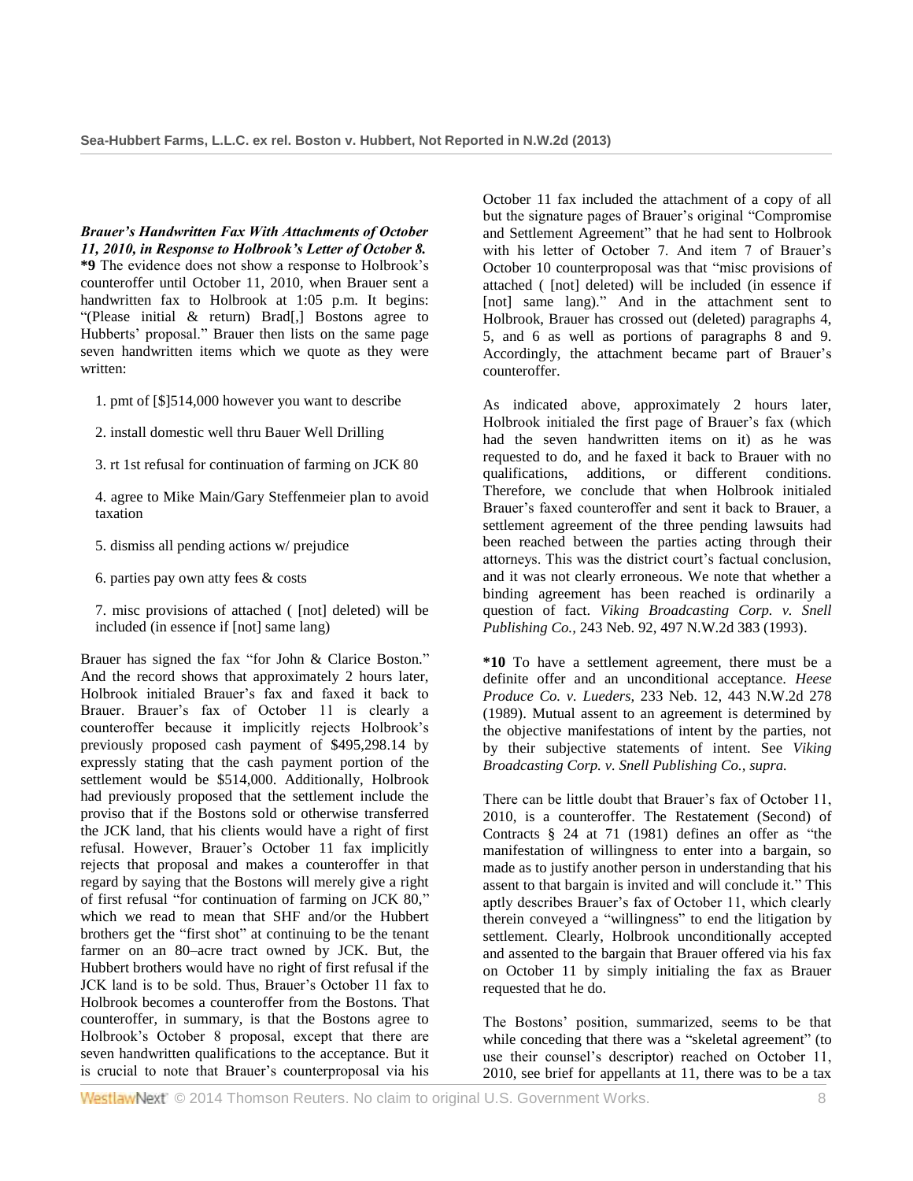***Brauer's Handwritten Fax With Attachments of October 11, 2010, in Response to Holbrook's Letter of October 8.***

**\*9** The evidence does not show a response to Holbrook's counteroffer until October 11, 2010, when Brauer sent a handwritten fax to Holbrook at 1:05 p.m. It begins: "(Please initial & return) Brad[,] Bostons agree to Hubberts' proposal." Brauer then lists on the same page seven handwritten items which we quote as they were written:

1. pmt of [$]514,000 however you want to describe

2. install domestic well thru Bauer Well Drilling

3. rt 1st refusal for continuation of farming on JCK 80

4. agree to Mike Main/Gary Steffenmeier plan to avoid taxation

5. dismiss all pending actions w/ prejudice

6. parties pay own atty fees & costs

7. misc provisions of attached ( [not] deleted) will be included (in essence if [not] same lang)

Brauer has signed the fax "for John & Clarice Boston." And the record shows that approximately 2 hours later, Holbrook initialed Brauer's fax and faxed it back to Brauer. Brauer's fax of October 11 is clearly a counteroffer because it implicitly rejects Holbrook's previously proposed cash payment of $495,298.14 by expressly stating that the cash payment portion of the settlement would be $514,000. Additionally, Holbrook had previously proposed that the settlement include the proviso that if the Bostons sold or otherwise transferred the JCK land, that his clients would have a right of first refusal. However, Brauer's October 11 fax implicitly rejects that proposal and makes a counteroffer in that regard by saying that the Bostons will merely give a right of first refusal "for continuation of farming on JCK 80," which we read to mean that SHF and/or the Hubbert brothers get the "first shot" at continuing to be the tenant farmer on an 80–acre tract owned by JCK. But, the Hubbert brothers would have no right of first refusal if the JCK land is to be sold. Thus, Brauer's October 11 fax to Holbrook becomes a counteroffer from the Bostons. That counteroffer, in summary, is that the Bostons agree to Holbrook's October 8 proposal, except that there are seven handwritten qualifications to the acceptance. But it is crucial to note that Brauer's counterproposal via his October 11 fax included the attachment of a copy of all but the signature pages of Brauer's original "Compromise and Settlement Agreement" that he had sent to Holbrook with his letter of October 7. And item 7 of Brauer's October 10 counterproposal was that "misc provisions of attached ( [not] deleted) will be included (in essence if [not] same lang)." And in the attachment sent to Holbrook, Brauer has crossed out (deleted) paragraphs 4, 5, and 6 as well as portions of paragraphs 8 and 9. Accordingly, the attachment became part of Brauer's counteroffer.

As indicated above, approximately 2 hours later, Holbrook initialed the first page of Brauer's fax (which had the seven handwritten items on it) as he was requested to do, and he faxed it back to Brauer with no qualifications, additions, or different conditions. Therefore, we conclude that when Holbrook initialed Brauer's faxed counteroffer and sent it back to Brauer, a settlement agreement of the three pending lawsuits had been reached between the parties acting through their attorneys. This was the district court's factual conclusion, and it was not clearly erroneous. We note that whether a binding agreement has been reached is ordinarily a question of fact. *Viking Broadcasting Corp. v. Snell Publishing Co.,* 243 Neb. 92, 497 N.W.2d 383 (1993).

**\*10** To have a settlement agreement, there must be a definite offer and an unconditional acceptance. *Heese Produce Co. v. Lueders,* 233 Neb. 12, 443 N.W.2d 278 (1989). Mutual assent to an agreement is determined by the objective manifestations of intent by the parties, not by their subjective statements of intent. See *Viking Broadcasting Corp. v. Snell Publishing Co., supra.*

There can be little doubt that Brauer's fax of October 11, 2010, is a counteroffer. The Restatement (Second) of Contracts § 24 at 71 (1981) defines an offer as "the manifestation of willingness to enter into a bargain, so made as to justify another person in understanding that his assent to that bargain is invited and will conclude it." This aptly describes Brauer's fax of October 11, which clearly therein conveyed a "willingness" to end the litigation by settlement. Clearly, Holbrook unconditionally accepted and assented to the bargain that Brauer offered via his fax on October 11 by simply initialing the fax as Brauer requested that he do.

The Bostons' position, summarized, seems to be that while conceding that there was a "skeletal agreement" (to use their counsel's descriptor) reached on October 11, 2010, see brief for appellants at 11, there was to be a tax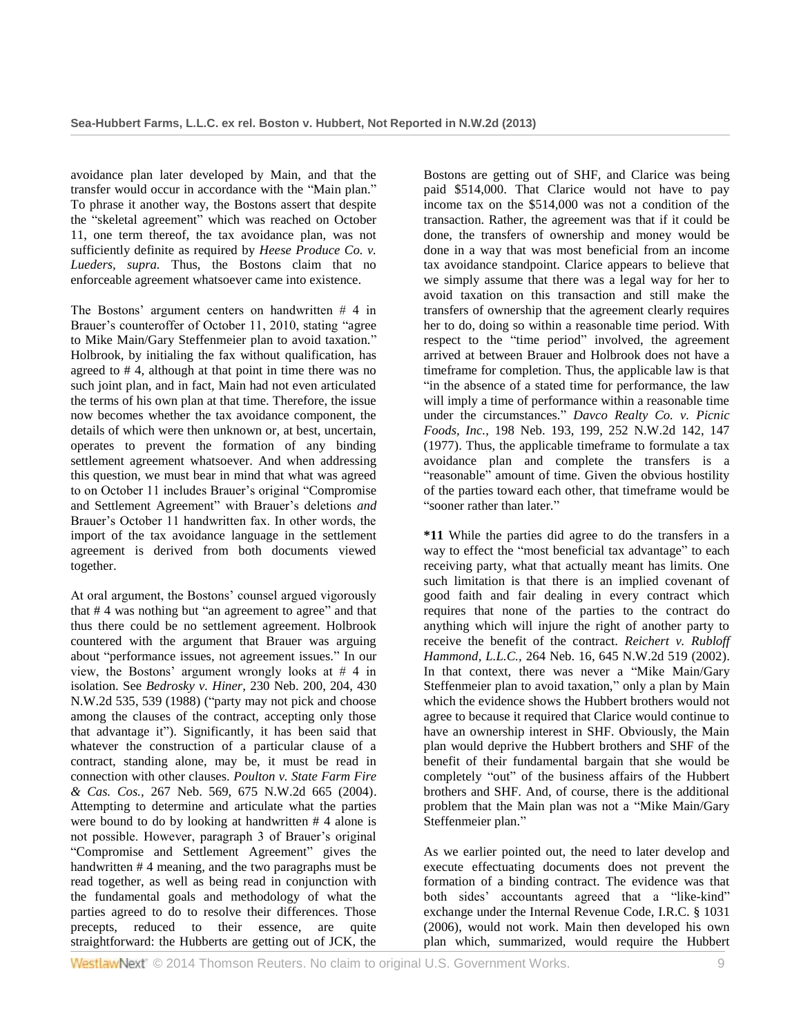avoidance plan later developed by Main, and that the transfer would occur in accordance with the "Main plan." To phrase it another way, the Bostons assert that despite the "skeletal agreement" which was reached on October 11, one term thereof, the tax avoidance plan, was not sufficiently definite as required by *Heese Produce Co. v. Lueders*, *supra.* Thus, the Bostons claim that no enforceable agreement whatsoever came into existence.

The Bostons' argument centers on handwritten # 4 in Brauer's counteroffer of October 11, 2010, stating "agree to Mike Main/Gary Steffenmeier plan to avoid taxation." Holbrook, by initialing the fax without qualification, has agreed to # 4, although at that point in time there was no such joint plan, and in fact, Main had not even articulated the terms of his own plan at that time. Therefore, the issue now becomes whether the tax avoidance component, the details of which were then unknown or, at best, uncertain, operates to prevent the formation of any binding settlement agreement whatsoever. And when addressing this question, we must bear in mind that what was agreed to on October 11 includes Brauer's original "Compromise and Settlement Agreement" with Brauer's deletions *and* Brauer's October 11 handwritten fax. In other words, the import of the tax avoidance language in the settlement agreement is derived from both documents viewed together.

At oral argument, the Bostons' counsel argued vigorously that # 4 was nothing but "an agreement to agree" and that thus there could be no settlement agreement. Holbrook countered with the argument that Brauer was arguing about "performance issues, not agreement issues." In our view, the Bostons' argument wrongly looks at # 4 in isolation. See *Bedrosky v. Hiner*, 230 Neb. 200, 204, 430 N.W.2d 535, 539 (1988) ("party may not pick and choose among the clauses of the contract, accepting only those that advantage it"). Significantly, it has been said that whatever the construction of a particular clause of a contract, standing alone, may be, it must be read in connection with other clauses. *Poulton v. State Farm Fire & Cas. Cos.*, 267 Neb. 569, 675 N.W.2d 665 (2004). Attempting to determine and articulate what the parties were bound to do by looking at handwritten # 4 alone is not possible. However, paragraph 3 of Brauer's original "Compromise and Settlement Agreement" gives the handwritten # 4 meaning, and the two paragraphs must be read together, as well as being read in conjunction with the fundamental goals and methodology of what the parties agreed to do to resolve their differences. Those precepts, reduced to their essence, are quite straightforward: the Hubberts are getting out of JCK, the Bostons are getting out of SHF, and Clarice was being paid $514,000. That Clarice would not have to pay income tax on the $514,000 was not a condition of the transaction. Rather, the agreement was that if it could be done, the transfers of ownership and money would be done in a way that was most beneficial from an income tax avoidance standpoint. Clarice appears to believe that we simply assume that there was a legal way for her to avoid taxation on this transaction and still make the transfers of ownership that the agreement clearly requires her to do, doing so within a reasonable time period. With respect to the "time period" involved, the agreement arrived at between Brauer and Holbrook does not have a timeframe for completion. Thus, the applicable law is that "in the absence of a stated time for performance, the law will imply a time of performance within a reasonable time under the circumstances." *Davco Realty Co. v. Picnic Foods, Inc.*, 198 Neb. 193, 199, 252 N.W.2d 142, 147 (1977). Thus, the applicable timeframe to formulate a tax avoidance plan and complete the transfers is a "reasonable" amount of time. Given the obvious hostility of the parties toward each other, that timeframe would be "sooner rather than later."

**\*11** While the parties did agree to do the transfers in a way to effect the "most beneficial tax advantage" to each receiving party, what that actually meant has limits. One such limitation is that there is an implied covenant of good faith and fair dealing in every contract which requires that none of the parties to the contract do anything which will injure the right of another party to receive the benefit of the contract. *Reichert v. Rubloff Hammond, L.L.C.*, 264 Neb. 16, 645 N.W.2d 519 (2002). In that context, there was never a "Mike Main/Gary Steffenmeier plan to avoid taxation," only a plan by Main which the evidence shows the Hubbert brothers would not agree to because it required that Clarice would continue to have an ownership interest in SHF. Obviously, the Main plan would deprive the Hubbert brothers and SHF of the benefit of their fundamental bargain that she would be completely "out" of the business affairs of the Hubbert brothers and SHF. And, of course, there is the additional problem that the Main plan was not a "Mike Main/Gary Steffenmeier plan."

As we earlier pointed out, the need to later develop and execute effectuating documents does not prevent the formation of a binding contract. The evidence was that both sides' accountants agreed that a "like-kind" exchange under the Internal Revenue Code, I.R.C. § 1031 (2006), would not work. Main then developed his own plan which, summarized, would require the Hubbert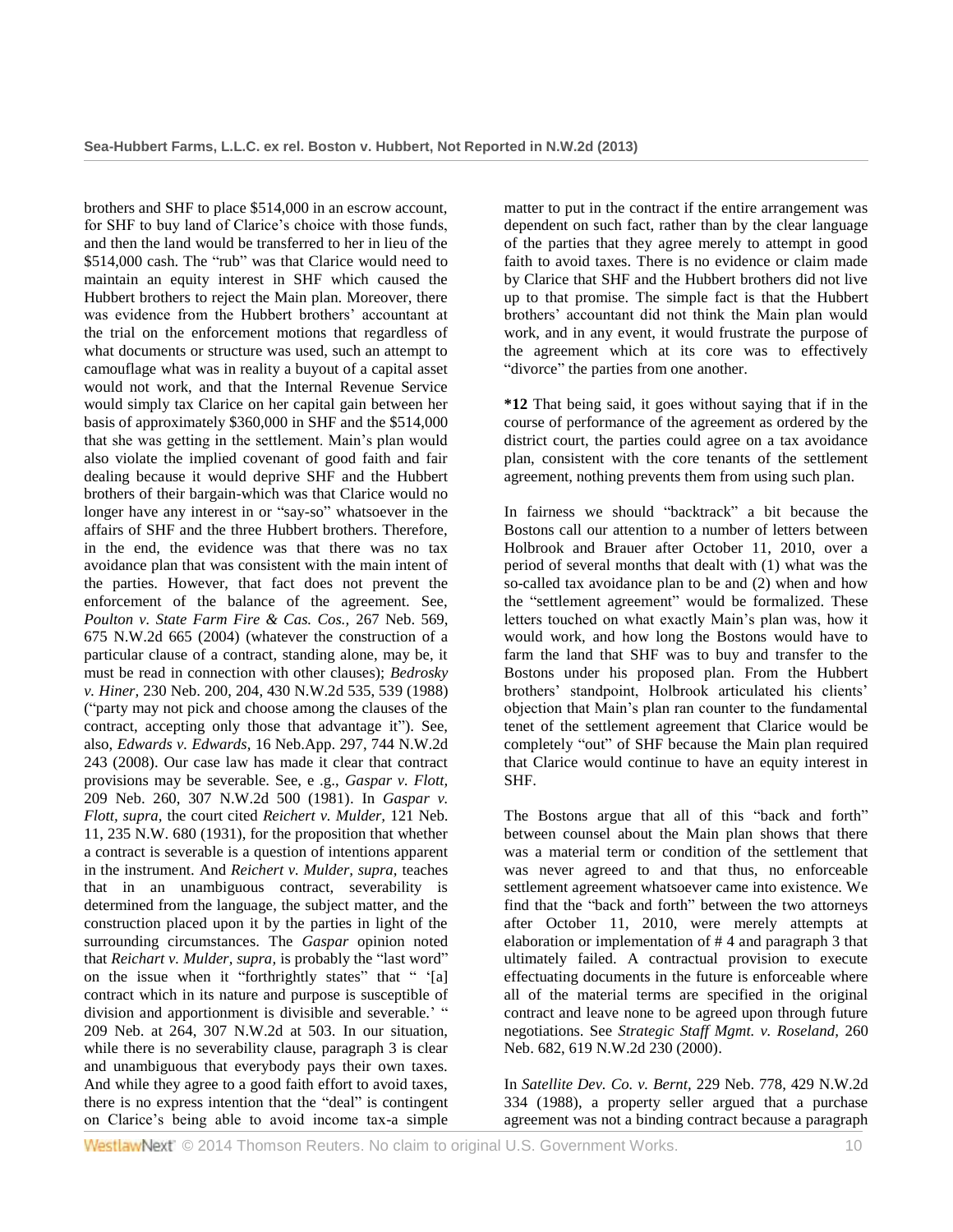brothers and SHF to place $514,000 in an escrow account, for SHF to buy land of Clarice's choice with those funds, and then the land would be transferred to her in lieu of the $514,000 cash. The "rub" was that Clarice would need to maintain an equity interest in SHF which caused the Hubbert brothers to reject the Main plan. Moreover, there was evidence from the Hubbert brothers' accountant at the trial on the enforcement motions that regardless of what documents or structure was used, such an attempt to camouflage what was in reality a buyout of a capital asset would not work, and that the Internal Revenue Service would simply tax Clarice on her capital gain between her basis of approximately $360,000 in SHF and the $514,000 that she was getting in the settlement. Main's plan would also violate the implied covenant of good faith and fair dealing because it would deprive SHF and the Hubbert brothers of their bargain-which was that Clarice would no longer have any interest in or "say-so" whatsoever in the affairs of SHF and the three Hubbert brothers. Therefore, in the end, the evidence was that there was no tax avoidance plan that was consistent with the main intent of the parties. However, that fact does not prevent the enforcement of the balance of the agreement. See, *Poulton v. State Farm Fire & Cas. Cos.,* 267 Neb. 569, 675 N.W.2d 665 (2004) (whatever the construction of a particular clause of a contract, standing alone, may be, it must be read in connection with other clauses); *Bedrosky v. Hiner,* 230 Neb. 200, 204, 430 N.W.2d 535, 539 (1988) ("party may not pick and choose among the clauses of the contract, accepting only those that advantage it"). See, also, *Edwards v. Edwards,* 16 Neb.App. 297, 744 N.W.2d 243 (2008). Our case law has made it clear that contract provisions may be severable. See, e .g., *Gaspar v. Flott,* 209 Neb. 260, 307 N.W.2d 500 (1981). In *Gaspar v. Flott, supra,* the court cited *Reichert v. Mulder,* 121 Neb. 11, 235 N.W. 680 (1931), for the proposition that whether a contract is severable is a question of intentions apparent in the instrument. And *Reichert v. Mulder, supra,* teaches that in an unambiguous contract, severability is determined from the language, the subject matter, and the construction placed upon it by the parties in light of the surrounding circumstances. The *Gaspar* opinion noted that *Reichart v. Mulder, supra,* is probably the "last word" on the issue when it "forthrightly states" that " '[a] contract which in its nature and purpose is susceptible of division and apportionment is divisible and severable.' " 209 Neb. at 264, 307 N.W.2d at 503. In our situation, while there is no severability clause, paragraph 3 is clear and unambiguous that everybody pays their own taxes. And while they agree to a good faith effort to avoid taxes, there is no express intention that the "deal" is contingent on Clarice's being able to avoid income tax-a simple matter to put in the contract if the entire arrangement was dependent on such fact, rather than by the clear language of the parties that they agree merely to attempt in good faith to avoid taxes. There is no evidence or claim made by Clarice that SHF and the Hubbert brothers did not live up to that promise. The simple fact is that the Hubbert brothers' accountant did not think the Main plan would work, and in any event, it would frustrate the purpose of the agreement which at its core was to effectively "divorce" the parties from one another.

**\*12** That being said, it goes without saying that if in the course of performance of the agreement as ordered by the district court, the parties could agree on a tax avoidance plan, consistent with the core tenants of the settlement agreement, nothing prevents them from using such plan.

In fairness we should "backtrack" a bit because the Bostons call our attention to a number of letters between Holbrook and Brauer after October 11, 2010, over a period of several months that dealt with (1) what was the so-called tax avoidance plan to be and (2) when and how the "settlement agreement" would be formalized. These letters touched on what exactly Main's plan was, how it would work, and how long the Bostons would have to farm the land that SHF was to buy and transfer to the Bostons under his proposed plan. From the Hubbert brothers' standpoint, Holbrook articulated his clients' objection that Main's plan ran counter to the fundamental tenet of the settlement agreement that Clarice would be completely "out" of SHF because the Main plan required that Clarice would continue to have an equity interest in SHF.

The Bostons argue that all of this "back and forth" between counsel about the Main plan shows that there was a material term or condition of the settlement that was never agreed to and that thus, no enforceable settlement agreement whatsoever came into existence. We find that the "back and forth" between the two attorneys after October 11, 2010, were merely attempts at elaboration or implementation of # 4 and paragraph 3 that ultimately failed. A contractual provision to execute effectuating documents in the future is enforceable where all of the material terms are specified in the original contract and leave none to be agreed upon through future negotiations. See *Strategic Staff Mgmt. v. Roseland,* 260 Neb. 682, 619 N.W.2d 230 (2000).

In *Satellite Dev. Co. v. Bernt,* 229 Neb. 778, 429 N.W.2d 334 (1988), a property seller argued that a purchase agreement was not a binding contract because a paragraph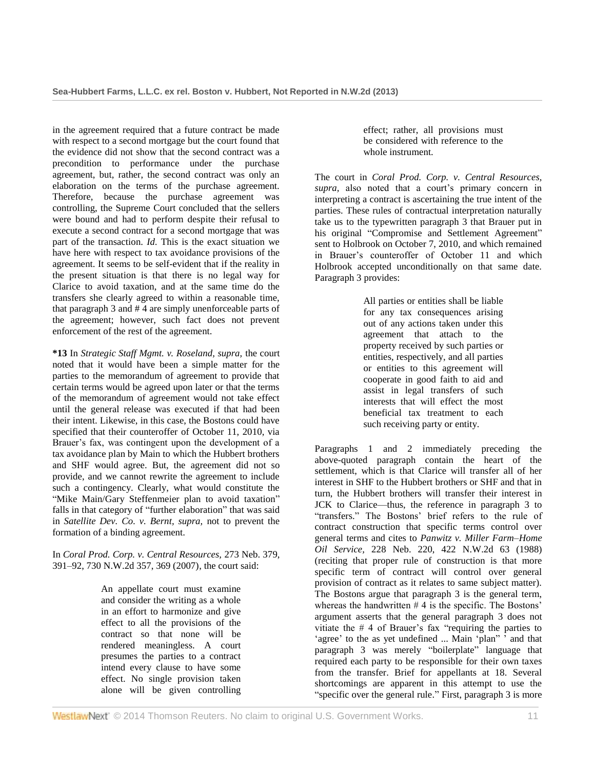in the agreement required that a future contract be made with respect to a second mortgage but the court found that the evidence did not show that the second contract was a precondition to performance under the purchase agreement, but, rather, the second contract was only an elaboration on the terms of the purchase agreement. Therefore, because the purchase agreement was controlling, the Supreme Court concluded that the sellers were bound and had to perform despite their refusal to execute a second contract for a second mortgage that was part of the transaction. *Id.* This is the exact situation we have here with respect to tax avoidance provisions of the agreement. It seems to be self-evident that if the reality in the present situation is that there is no legal way for Clarice to avoid taxation, and at the same time do the transfers she clearly agreed to within a reasonable time, that paragraph 3 and # 4 are simply unenforceable parts of the agreement; however, such fact does not prevent enforcement of the rest of the agreement.

**\*13** In *Strategic Staff Mgmt. v. Roseland, supra,* the court noted that it would have been a simple matter for the parties to the memorandum of agreement to provide that certain terms would be agreed upon later or that the terms of the memorandum of agreement would not take effect until the general release was executed if that had been their intent. Likewise, in this case, the Bostons could have specified that their counteroffer of October 11, 2010, via Brauer's fax, was contingent upon the development of a tax avoidance plan by Main to which the Hubbert brothers and SHF would agree. But, the agreement did not so provide, and we cannot rewrite the agreement to include such a contingency. Clearly, what would constitute the "Mike Main/Gary Steffenmeier plan to avoid taxation" falls in that category of "further elaboration" that was said in *Satellite Dev. Co. v. Bernt, supra,* not to prevent the formation of a binding agreement.

In *Coral Prod. Corp. v. Central Resources,* 273 Neb. 379, 391–92, 730 N.W.2d 357, 369 (2007), the court said:

> An appellate court must examine and consider the writing as a whole in an effort to harmonize and give effect to all the provisions of the contract so that none will be rendered meaningless. A court presumes the parties to a contract intend every clause to have some effect. No single provision taken alone will be given controlling effect; rather, all provisions must be considered with reference to the whole instrument.

The court in *Coral Prod. Corp. v. Central Resources, supra,* also noted that a court's primary concern in interpreting a contract is ascertaining the true intent of the parties. These rules of contractual interpretation naturally take us to the typewritten paragraph 3 that Brauer put in his original "Compromise and Settlement Agreement" sent to Holbrook on October 7, 2010, and which remained in Brauer's counteroffer of October 11 and which Holbrook accepted unconditionally on that same date. Paragraph 3 provides:

> All parties or entities shall be liable for any tax consequences arising out of any actions taken under this agreement that attach to the property received by such parties or entities, respectively, and all parties or entities to this agreement will cooperate in good faith to aid and assist in legal transfers of such interests that will effect the most beneficial tax treatment to each such receiving party or entity.

Paragraphs 1 and 2 immediately preceding the above-quoted paragraph contain the heart of the settlement, which is that Clarice will transfer all of her interest in SHF to the Hubbert brothers or SHF and that in turn, the Hubbert brothers will transfer their interest in JCK to Clarice—thus, the reference in paragraph 3 to "transfers." The Bostons' brief refers to the rule of contract construction that specific terms control over general terms and cites to *Panwitz v. Miller Farm–Home Oil Service,* 228 Neb. 220, 422 N.W.2d 63 (1988) (reciting that proper rule of construction is that more specific term of contract will control over general provision of contract as it relates to same subject matter). The Bostons argue that paragraph 3 is the general term, whereas the handwritten # 4 is the specific. The Bostons' argument asserts that the general paragraph 3 does not vitiate the # 4 of Brauer's fax "requiring the parties to 'agree' to the as yet undefined ... Main 'plan'" and that paragraph 3 was merely "boilerplate" language that required each party to be responsible for their own taxes from the transfer. Brief for appellants at 18. Several shortcomings are apparent in this attempt to use the "specific over the general rule." First, paragraph 3 is more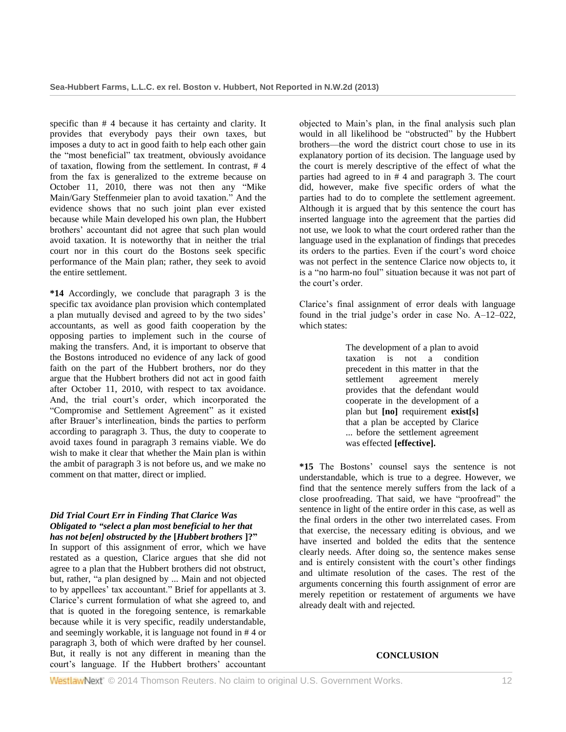specific than # 4 because it has certainty and clarity. It provides that everybody pays their own taxes, but imposes a duty to act in good faith to help each other gain the "most beneficial" tax treatment, obviously avoidance of taxation, flowing from the settlement. In contrast, # 4 from the fax is generalized to the extreme because on October 11, 2010, there was not then any "Mike Main/Gary Steffenmeier plan to avoid taxation." And the evidence shows that no such joint plan ever existed because while Main developed his own plan, the Hubbert brothers' accountant did not agree that such plan would avoid taxation. It is noteworthy that in neither the trial court nor in this court do the Bostons seek specific performance of the Main plan; rather, they seek to avoid the entire settlement.

**\*14** Accordingly, we conclude that paragraph 3 is the specific tax avoidance plan provision which contemplated a plan mutually devised and agreed to by the two sides' accountants, as well as good faith cooperation by the opposing parties to implement such in the course of making the transfers. And, it is important to observe that the Bostons introduced no evidence of any lack of good faith on the part of the Hubbert brothers, nor do they argue that the Hubbert brothers did not act in good faith after October 11, 2010, with respect to tax avoidance. And, the trial court's order, which incorporated the "Compromise and Settlement Agreement" as it existed after Brauer's interlineation, binds the parties to perform according to paragraph 3. Thus, the duty to cooperate to avoid taxes found in paragraph 3 remains viable. We do wish to make it clear that whether the Main plan is within the ambit of paragraph 3 is not before us, and we make no comment on that matter, direct or implied.

***Did Trial Court Err in Finding That Clarice Was Obligated to "select a plan most beneficial to her that has not be[en] obstructed by the* [*Hubbert brothers* ]?"**

In support of this assignment of error, which we have restated as a question, Clarice argues that she did not agree to a plan that the Hubbert brothers did not obstruct, but, rather, "a plan designed by ... Main and not objected to by appellees' tax accountant." Brief for appellants at 3. Clarice's current formulation of what she agreed to, and that is quoted in the foregoing sentence, is remarkable because while it is very specific, readily understandable, and seemingly workable, it is language not found in # 4 or paragraph 3, both of which were drafted by her counsel. But, it really is not any different in meaning than the court's language. If the Hubbert brothers' accountant objected to Main's plan, in the final analysis such plan would in all likelihood be "obstructed" by the Hubbert brothers—the word the district court chose to use in its explanatory portion of its decision. The language used by the court is merely descriptive of the effect of what the parties had agreed to in # 4 and paragraph 3. The court did, however, make five specific orders of what the parties had to do to complete the settlement agreement. Although it is argued that by this sentence the court has inserted language into the agreement that the parties did not use, we look to what the court ordered rather than the language used in the explanation of findings that precedes its orders to the parties. Even if the court's word choice was not perfect in the sentence Clarice now objects to, it is a "no harm-no foul" situation because it was not part of the court's order.

Clarice's final assignment of error deals with language found in the trial judge's order in case No. A–12–022, which states:

> The development of a plan to avoid taxation is not a condition precedent in this matter in that the settlement agreement merely provides that the defendant would cooperate in the development of a plan but **[no]** requirement **exist[s]** that a plan be accepted by Clarice ... before the settlement agreement was effected **[effective].**

**\*15** The Bostons' counsel says the sentence is not understandable, which is true to a degree. However, we find that the sentence merely suffers from the lack of a close proofreading. That said, we have "proofread" the sentence in light of the entire order in this case, as well as the final orders in the other two interrelated cases. From that exercise, the necessary editing is obvious, and we have inserted and bolded the edits that the sentence clearly needs. After doing so, the sentence makes sense and is entirely consistent with the court's other findings and ultimate resolution of the cases. The rest of the arguments concerning this fourth assignment of error are merely repetition or restatement of arguments we have already dealt with and rejected.

## CONCLUSION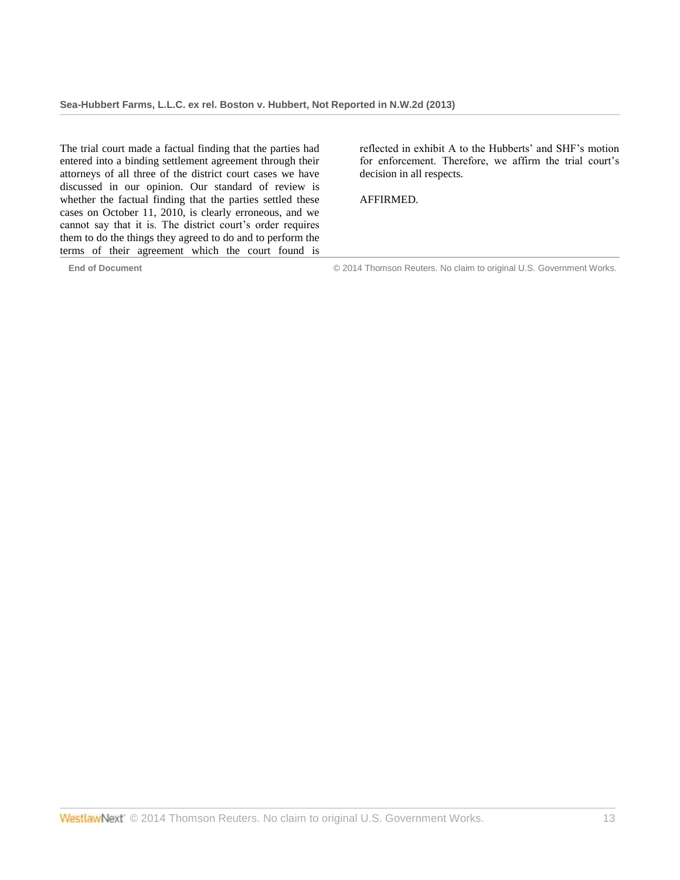The trial court made a factual finding that the parties had entered into a binding settlement agreement through their attorneys of all three of the district court cases we have discussed in our opinion. Our standard of review is whether the factual finding that the parties settled these cases on October 11, 2010, is clearly erroneous, and we cannot say that it is. The district court's order requires them to do the things they agreed to do and to perform the terms of their agreement which the court found is reflected in exhibit A to the Hubberts' and SHF's motion for enforcement. Therefore, we affirm the trial court's decision in all respects.

AFFIRMED.

**End of Document** © 2014 Thomson Reuters. No claim to original U.S. Government Works.